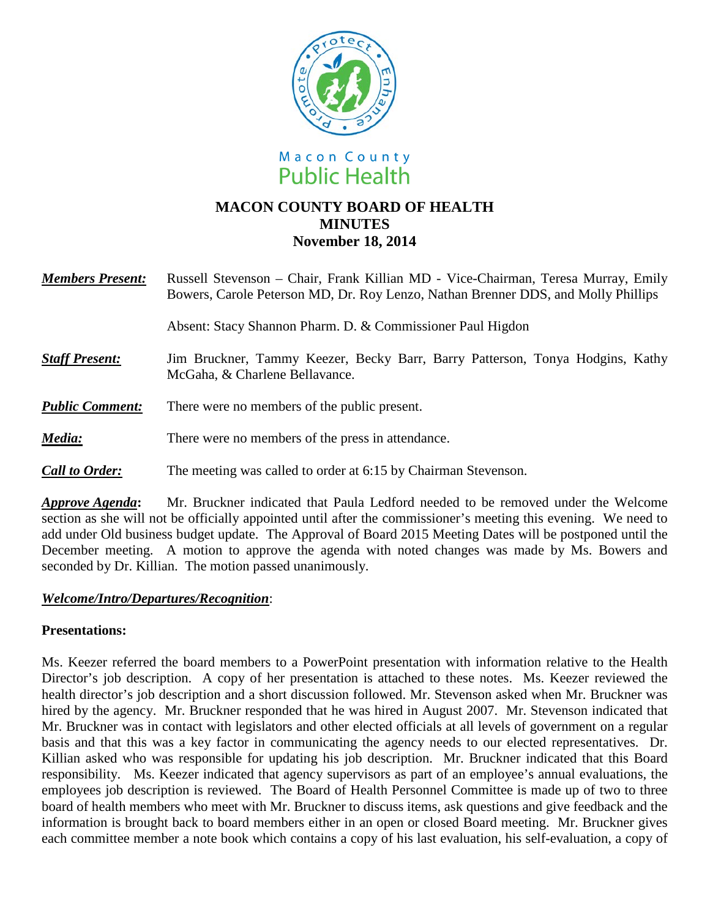Macon County Public Health

# MACON COUNTY BOARD OF HEALTH
## MINUTES
### November 18, 2014

***Members Present:*** Russell Stevenson – Chair, Frank Killian MD - Vice-Chairman, Teresa Murray, Emily Bowers, Carole Peterson MD, Dr. Roy Lenzo, Nathan Brenner DDS, and Molly Phillips

Absent: Stacy Shannon Pharm. D. & Commissioner Paul Higdon

***Staff Present:*** Jim Bruckner, Tammy Keezer, Becky Barr, Barry Patterson, Tonya Hodgins, Kathy McGaha, & Charlene Bellavance.

***Public Comment:*** There were no members of the public present.

***Media:*** There were no members of the press in attendance.

***Call to Order:*** The meeting was called to order at 6:15 by Chairman Stevenson.

***Approve Agenda*:** Mr. Bruckner indicated that Paula Ledford needed to be removed under the Welcome section as she will not be officially appointed until after the commissioner's meeting this evening. We need to add under Old business budget update. The Approval of Board 2015 Meeting Dates will be postponed until the December meeting. A motion to approve the agenda with noted changes was made by Ms. Bowers and seconded by Dr. Killian. The motion passed unanimously.

***Welcome/Intro/Departures/Recognition***:

**Presentations:**

Ms. Keezer referred the board members to a PowerPoint presentation with information relative to the Health Director's job description. A copy of her presentation is attached to these notes. Ms. Keezer reviewed the health director's job description and a short discussion followed. Mr. Stevenson asked when Mr. Bruckner was hired by the agency. Mr. Bruckner responded that he was hired in August 2007. Mr. Stevenson indicated that Mr. Bruckner was in contact with legislators and other elected officials at all levels of government on a regular basis and that this was a key factor in communicating the agency needs to our elected representatives. Dr. Killian asked who was responsible for updating his job description. Mr. Bruckner indicated that this Board responsibility. Ms. Keezer indicated that agency supervisors as part of an employee's annual evaluations, the employees job description is reviewed. The Board of Health Personnel Committee is made up of two to three board of health members who meet with Mr. Bruckner to discuss items, ask questions and give feedback and the information is brought back to board members either in an open or closed Board meeting. Mr. Bruckner gives each committee member a note book which contains a copy of his last evaluation, his self-evaluation, a copy of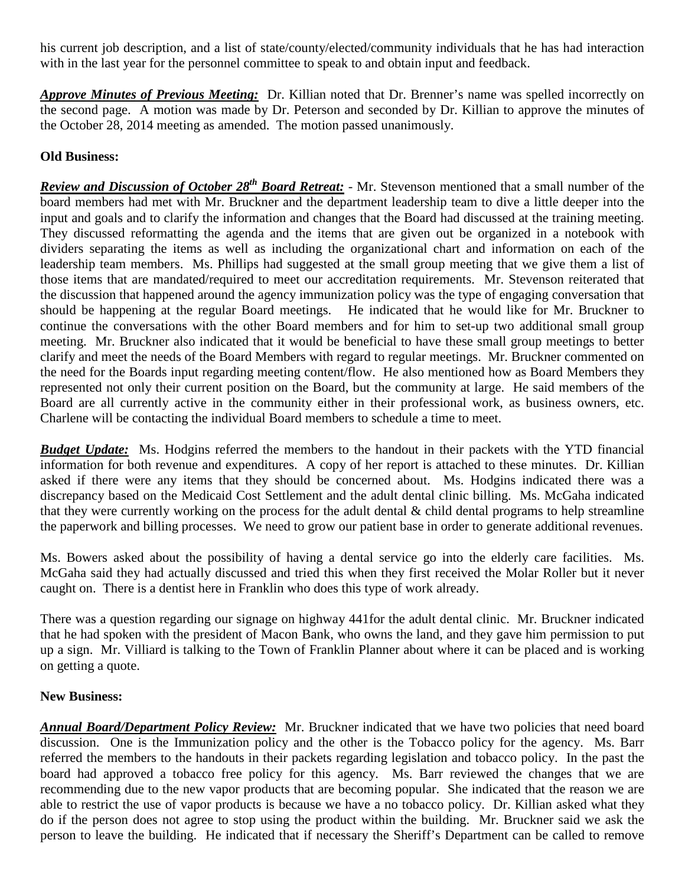his current job description, and a list of state/county/elected/community individuals that he has had interaction with in the last year for the personnel committee to speak to and obtain input and feedback.

***Approve Minutes of Previous Meeting:*** Dr. Killian noted that Dr. Brenner's name was spelled incorrectly on the second page. A motion was made by Dr. Peterson and seconded by Dr. Killian to approve the minutes of the October 28, 2014 meeting as amended. The motion passed unanimously.

**Old Business:**

***Review and Discussion of October 28th Board Retreat:*** - Mr. Stevenson mentioned that a small number of the board members had met with Mr. Bruckner and the department leadership team to dive a little deeper into the input and goals and to clarify the information and changes that the Board had discussed at the training meeting. They discussed reformatting the agenda and the items that are given out be organized in a notebook with dividers separating the items as well as including the organizational chart and information on each of the leadership team members. Ms. Phillips had suggested at the small group meeting that we give them a list of those items that are mandated/required to meet our accreditation requirements. Mr. Stevenson reiterated that the discussion that happened around the agency immunization policy was the type of engaging conversation that should be happening at the regular Board meetings. He indicated that he would like for Mr. Bruckner to continue the conversations with the other Board members and for him to set-up two additional small group meeting. Mr. Bruckner also indicated that it would be beneficial to have these small group meetings to better clarify and meet the needs of the Board Members with regard to regular meetings. Mr. Bruckner commented on the need for the Boards input regarding meeting content/flow. He also mentioned how as Board Members they represented not only their current position on the Board, but the community at large. He said members of the Board are all currently active in the community either in their professional work, as business owners, etc. Charlene will be contacting the individual Board members to schedule a time to meet.

***Budget Update:*** Ms. Hodgins referred the members to the handout in their packets with the YTD financial information for both revenue and expenditures. A copy of her report is attached to these minutes. Dr. Killian asked if there were any items that they should be concerned about. Ms. Hodgins indicated there was a discrepancy based on the Medicaid Cost Settlement and the adult dental clinic billing. Ms. McGaha indicated that they were currently working on the process for the adult dental & child dental programs to help streamline the paperwork and billing processes. We need to grow our patient base in order to generate additional revenues.

Ms. Bowers asked about the possibility of having a dental service go into the elderly care facilities. Ms. McGaha said they had actually discussed and tried this when they first received the Molar Roller but it never caught on. There is a dentist here in Franklin who does this type of work already.

There was a question regarding our signage on highway 441for the adult dental clinic. Mr. Bruckner indicated that he had spoken with the president of Macon Bank, who owns the land, and they gave him permission to put up a sign. Mr. Villiard is talking to the Town of Franklin Planner about where it can be placed and is working on getting a quote.

**New Business:**

***Annual Board/Department Policy Review:*** Mr. Bruckner indicated that we have two policies that need board discussion. One is the Immunization policy and the other is the Tobacco policy for the agency. Ms. Barr referred the members to the handouts in their packets regarding legislation and tobacco policy. In the past the board had approved a tobacco free policy for this agency. Ms. Barr reviewed the changes that we are recommending due to the new vapor products that are becoming popular. She indicated that the reason we are able to restrict the use of vapor products is because we have a no tobacco policy. Dr. Killian asked what they do if the person does not agree to stop using the product within the building. Mr. Bruckner said we ask the person to leave the building. He indicated that if necessary the Sheriff's Department can be called to remove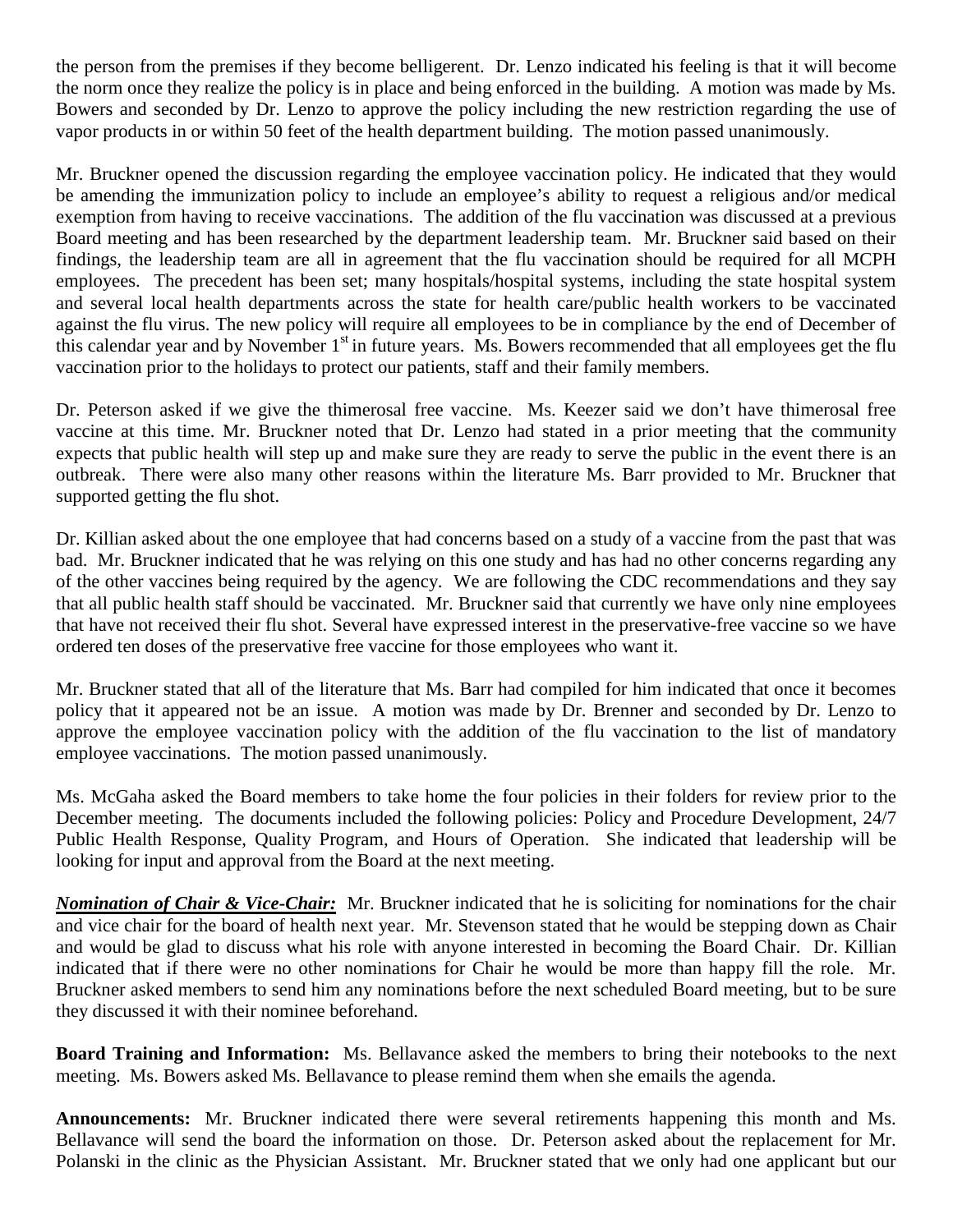the person from the premises if they become belligerent. Dr. Lenzo indicated his feeling is that it will become the norm once they realize the policy is in place and being enforced in the building. A motion was made by Ms. Bowers and seconded by Dr. Lenzo to approve the policy including the new restriction regarding the use of vapor products in or within 50 feet of the health department building. The motion passed unanimously.

Mr. Bruckner opened the discussion regarding the employee vaccination policy. He indicated that they would be amending the immunization policy to include an employee's ability to request a religious and/or medical exemption from having to receive vaccinations. The addition of the flu vaccination was discussed at a previous Board meeting and has been researched by the department leadership team. Mr. Bruckner said based on their findings, the leadership team are all in agreement that the flu vaccination should be required for all MCPH employees. The precedent has been set; many hospitals/hospital systems, including the state hospital system and several local health departments across the state for health care/public health workers to be vaccinated against the flu virus. The new policy will require all employees to be in compliance by the end of December of this calendar year and by November 1st in future years. Ms. Bowers recommended that all employees get the flu vaccination prior to the holidays to protect our patients, staff and their family members.

Dr. Peterson asked if we give the thimerosal free vaccine. Ms. Keezer said we don't have thimerosal free vaccine at this time. Mr. Bruckner noted that Dr. Lenzo had stated in a prior meeting that the community expects that public health will step up and make sure they are ready to serve the public in the event there is an outbreak. There were also many other reasons within the literature Ms. Barr provided to Mr. Bruckner that supported getting the flu shot.

Dr. Killian asked about the one employee that had concerns based on a study of a vaccine from the past that was bad. Mr. Bruckner indicated that he was relying on this one study and has had no other concerns regarding any of the other vaccines being required by the agency. We are following the CDC recommendations and they say that all public health staff should be vaccinated. Mr. Bruckner said that currently we have only nine employees that have not received their flu shot. Several have expressed interest in the preservative-free vaccine so we have ordered ten doses of the preservative free vaccine for those employees who want it.

Mr. Bruckner stated that all of the literature that Ms. Barr had compiled for him indicated that once it becomes policy that it appeared not be an issue. A motion was made by Dr. Brenner and seconded by Dr. Lenzo to approve the employee vaccination policy with the addition of the flu vaccination to the list of mandatory employee vaccinations. The motion passed unanimously.

Ms. McGaha asked the Board members to take home the four policies in their folders for review prior to the December meeting. The documents included the following policies: Policy and Procedure Development, 24/7 Public Health Response, Quality Program, and Hours of Operation. She indicated that leadership will be looking for input and approval from the Board at the next meeting.

***Nomination of Chair & Vice-Chair:*** Mr. Bruckner indicated that he is soliciting for nominations for the chair and vice chair for the board of health next year. Mr. Stevenson stated that he would be stepping down as Chair and would be glad to discuss what his role with anyone interested in becoming the Board Chair. Dr. Killian indicated that if there were no other nominations for Chair he would be more than happy fill the role. Mr. Bruckner asked members to send him any nominations before the next scheduled Board meeting, but to be sure they discussed it with their nominee beforehand.

**Board Training and Information:** Ms. Bellavance asked the members to bring their notebooks to the next meeting. Ms. Bowers asked Ms. Bellavance to please remind them when she emails the agenda.

**Announcements:** Mr. Bruckner indicated there were several retirements happening this month and Ms. Bellavance will send the board the information on those. Dr. Peterson asked about the replacement for Mr. Polanski in the clinic as the Physician Assistant. Mr. Bruckner stated that we only had one applicant but our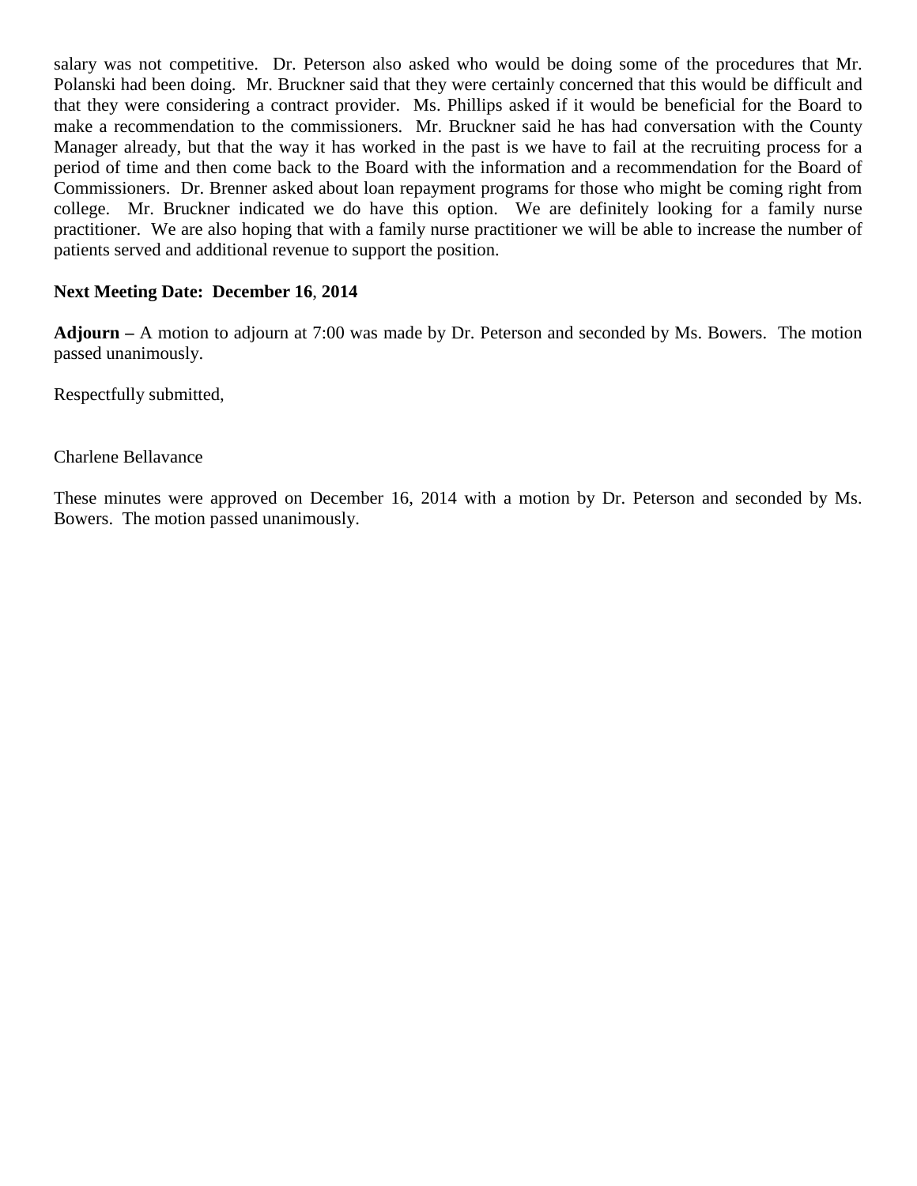salary was not competitive. Dr. Peterson also asked who would be doing some of the procedures that Mr. Polanski had been doing. Mr. Bruckner said that they were certainly concerned that this would be difficult and that they were considering a contract provider. Ms. Phillips asked if it would be beneficial for the Board to make a recommendation to the commissioners. Mr. Bruckner said he has had conversation with the County Manager already, but that the way it has worked in the past is we have to fail at the recruiting process for a period of time and then come back to the Board with the information and a recommendation for the Board of Commissioners. Dr. Brenner asked about loan repayment programs for those who might be coming right from college. Mr. Bruckner indicated we do have this option. We are definitely looking for a family nurse practitioner. We are also hoping that with a family nurse practitioner we will be able to increase the number of patients served and additional revenue to support the position.

**Next Meeting Date: December 16, 2014**

**Adjourn –** A motion to adjourn at 7:00 was made by Dr. Peterson and seconded by Ms. Bowers. The motion passed unanimously.

Respectfully submitted,

Charlene Bellavance

These minutes were approved on December 16, 2014 with a motion by Dr. Peterson and seconded by Ms. Bowers. The motion passed unanimously.